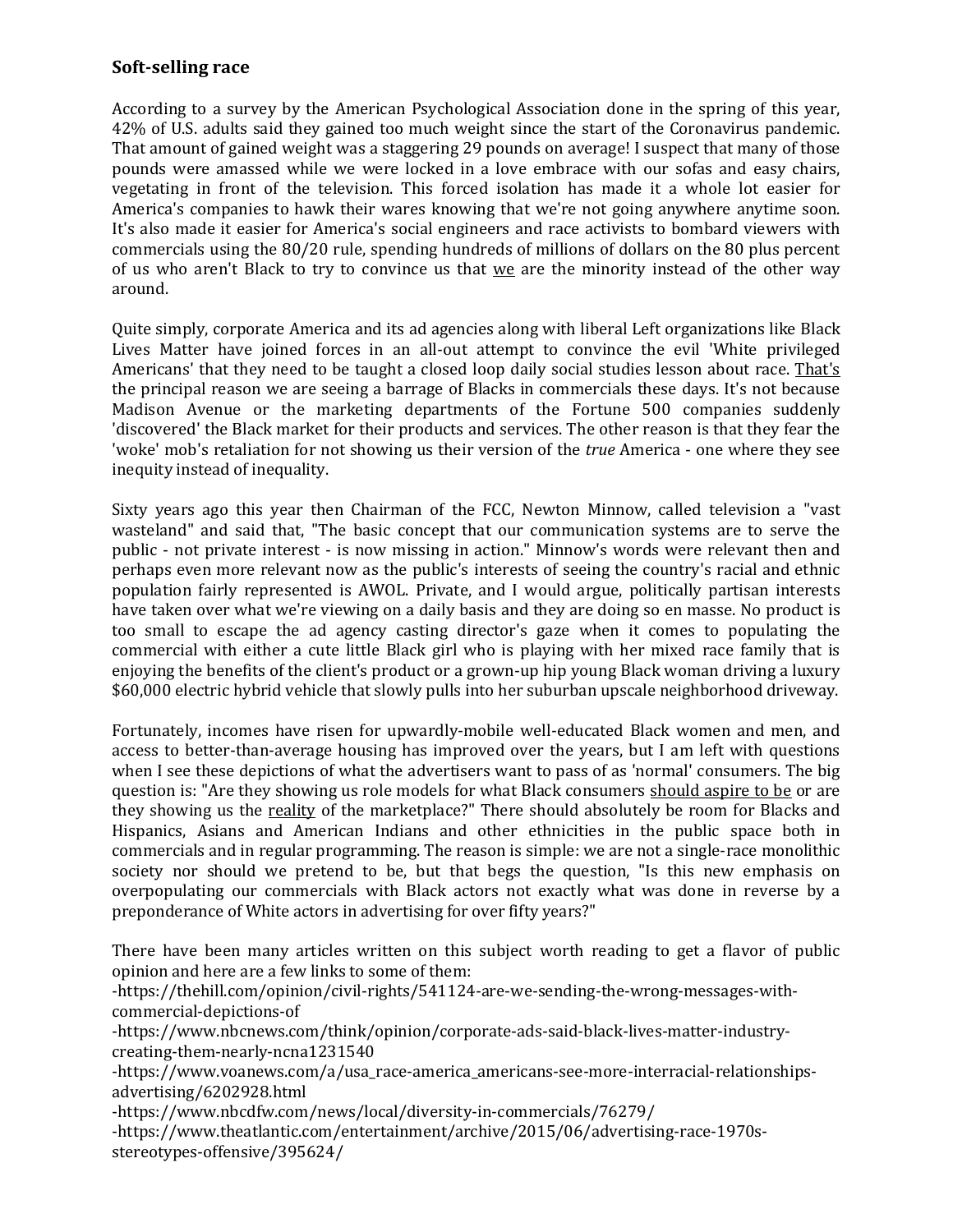## Soft-selling race

According to a survey by the American Psychological Association done in the spring of this year, 42% of U.S. adults said they gained too much weight since the start of the Coronavirus pandemic. That amount of gained weight was a staggering 29 pounds on average! I suspect that many of those pounds were amassed while we were locked in a love embrace with our sofas and easy chairs, vegetating in front of the television. This forced isolation has made it a whole lot easier for America's companies to hawk their wares knowing that we're not going anywhere anytime soon. It's also made it easier for America's social engineers and race activists to bombard viewers with commercials using the 80/20 rule, spending hundreds of millions of dollars on the 80 plus percent of us who aren't Black to try to convince us that <u>we</u> are the minority instead of the other way around.

Quite simply, corporate America and its ad agencies along with liberal Left organizations like Black Lives Matter have joined forces in an all-out attempt to convince the evil 'White privileged Americans' that they need to be taught a closed loop daily social studies lesson about race. <u>That's</u> the principal reason we are seeing a barrage of Blacks in commercials these days. It's not because Madison Avenue or the marketing departments of the Fortune 500 companies suddenly 'discovered' the Black market for their products and services. The other reason is that they fear the 'woke' mob's retaliation for not showing us their version of the *true* America - one where they see inequity instead of inequality.

Sixty years ago this year then Chairman of the FCC, Newton Minnow, called television a "vast wasteland" and said that, "The basic concept that our communication systems are to serve the public - not private interest - is now missing in action." Minnow's words were relevant then and perhaps even more relevant now as the public's interests of seeing the country's racial and ethnic population fairly represented is AWOL. Private, and I would argue, politically partisan interests have taken over what we're viewing on a daily basis and they are doing so en masse. No product is too small to escape the ad agency casting director's gaze when it comes to populating the commercial with either a cute little Black girl who is playing with her mixed race family that is enjoying the benefits of the client's product or a grown-up hip young Black woman driving a luxury $60,000 electric hybrid vehicle that slowly pulls into her suburban upscale neighborhood driveway.

Fortunately, incomes have risen for upwardly-mobile well-educated Black women and men, and access to better-than-average housing has improved over the years, but I am left with questions when I see these depictions of what the advertisers want to pass of as 'normal' consumers. The big question is: "Are they showing us role models for what Black consumers <u>should aspire to be</u> or are they showing us the <u>reality</u> of the marketplace?" There should absolutely be room for Blacks and Hispanics, Asians and American Indians and other ethnicities in the public space both in commercials and in regular programming. The reason is simple: we are not a single-race monolithic society nor should we pretend to be, but that begs the question, "Is this new emphasis on overpopulating our commercials with Black actors not exactly what was done in reverse by a preponderance of White actors in advertising for over fifty years?"

There have been many articles written on this subject worth reading to get a flavor of public opinion and here are a few links to some of them:

-https://thehill.com/opinion/civil-rights/541124-are-we-sending-the-wrong-messages-with-commercial-depictions-of
-https://www.nbcnews.com/think/opinion/corporate-ads-said-black-lives-matter-industry-creating-them-nearly-ncna1231540
-https://www.voanews.com/a/usa_race-america_americans-see-more-interracial-relationships-advertising/6202928.html
-https://www.nbcdfw.com/news/local/diversity-in-commercials/76279/
-https://www.theatlantic.com/entertainment/archive/2015/06/advertising-race-1970s-stereotypes-offensive/395624/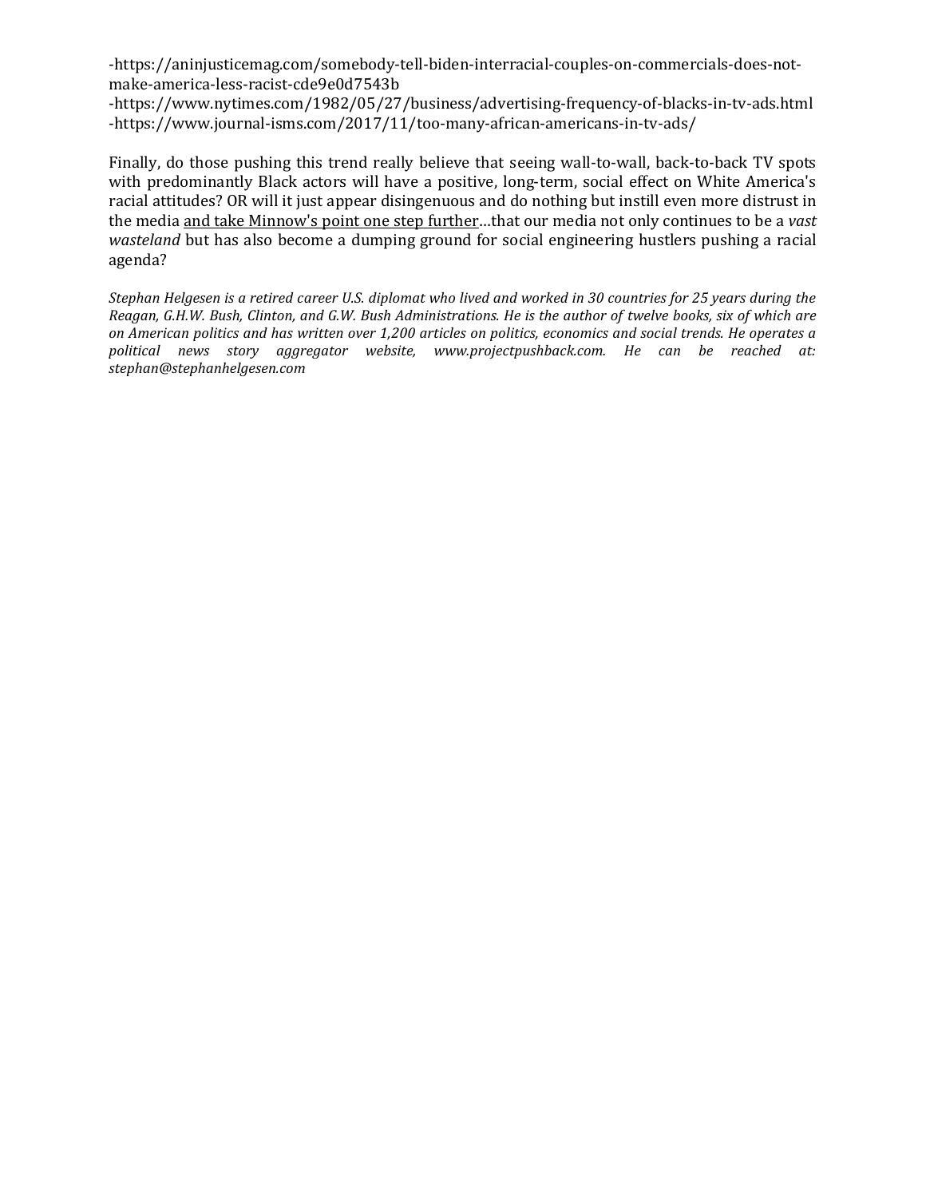-https://aninjusticemag.com/somebody-tell-biden-interracial-couples-on-commercials-does-not-make-america-less-racist-cde9e0d7543b
-https://www.nytimes.com/1982/05/27/business/advertising-frequency-of-blacks-in-tv-ads.html
-https://www.journal-isms.com/2017/11/too-many-african-americans-in-tv-ads/

Finally, do those pushing this trend really believe that seeing wall-to-wall, back-to-back TV spots with predominantly Black actors will have a positive, long-term, social effect on White America's racial attitudes? OR will it just appear disingenuous and do nothing but instill even more distrust in the media and take Minnow's point one step further…that our media not only continues to be a *vast wasteland* but has also become a dumping ground for social engineering hustlers pushing a racial agenda?

*Stephan Helgesen is a retired career U.S. diplomat who lived and worked in 30 countries for 25 years during the Reagan, G.H.W. Bush, Clinton, and G.W. Bush Administrations. He is the author of twelve books, six of which are on American politics and has written over 1,200 articles on politics, economics and social trends. He operates a political news story aggregator website, www.projectpushback.com. He can be reached at: stephan@stephanhelgesen.com*